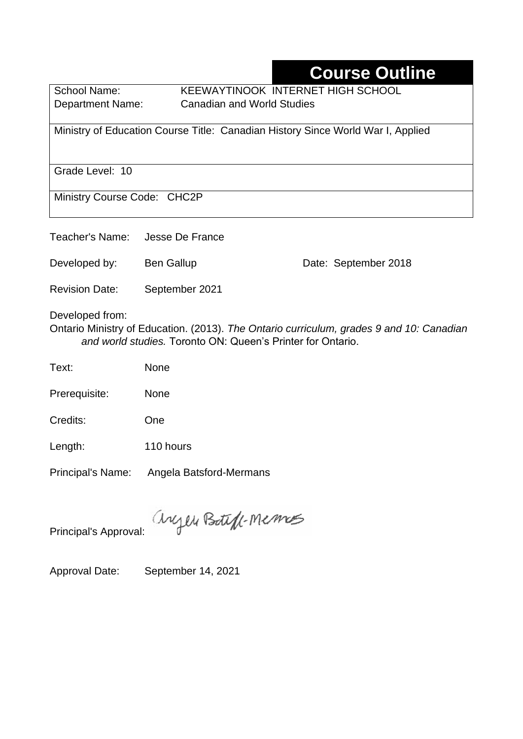# Course Outline

| | |
|---|---|
| School Name: | KEEWAYTINOOK INTERNET HIGH SCHOOL |
| Department Name: | Canadian and World Studies |

Ministry of Education Course Title: Canadian History Since World War I, Applied

Grade Level: 10

Ministry Course Code: CHC2P

Teacher's Name: Jesse De France

Developed by: Ben Gallup    Date: September 2018

Revision Date: September 2021

Developed from:
Ontario Ministry of Education. (2013). *The Ontario curriculum, grades 9 and 10: Canadian and world studies.* Toronto ON: Queen's Printer for Ontario.

Text: None

Prerequisite: None

Credits: One

Length: 110 hours

Principal's Name: Angela Batsford-Mermans

Principal's Approval: Angela Batsford-Mermans

Approval Date: September 14, 2021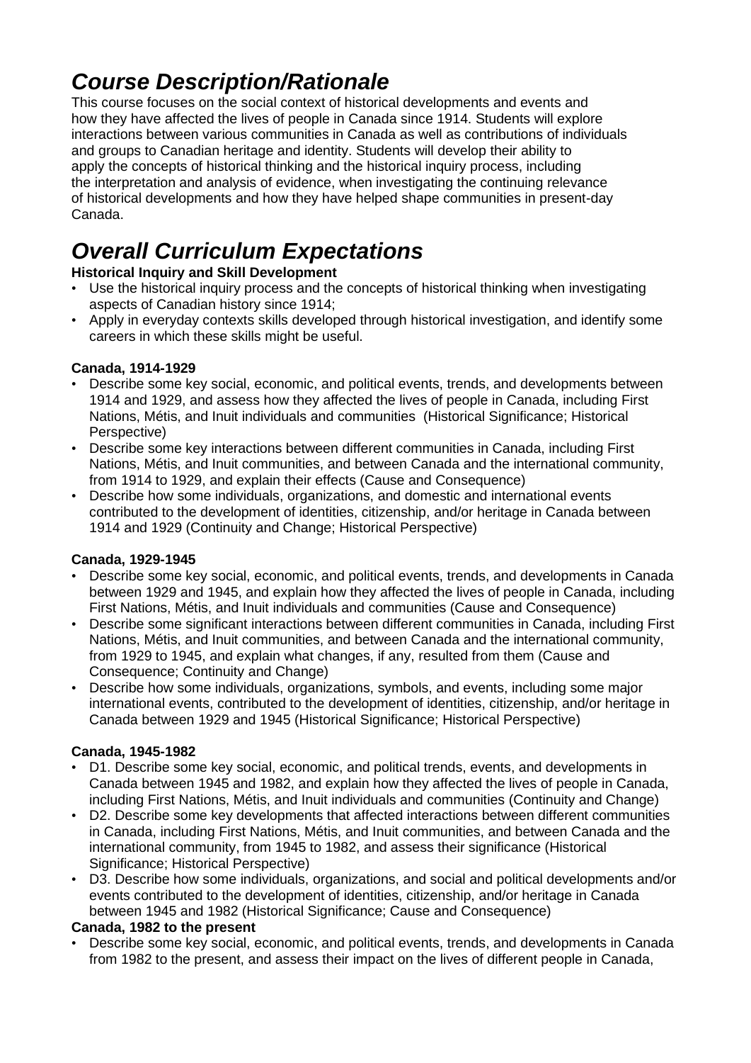# *Course Description/Rationale*

This course focuses on the social context of historical developments and events and how they have affected the lives of people in Canada since 1914. Students will explore interactions between various communities in Canada as well as contributions of individuals and groups to Canadian heritage and identity. Students will develop their ability to apply the concepts of historical thinking and the historical inquiry process, including the interpretation and analysis of evidence, when investigating the continuing relevance of historical developments and how they have helped shape communities in present-day Canada.

# *Overall Curriculum Expectations*

**Historical Inquiry and Skill Development**

- Use the historical inquiry process and the concepts of historical thinking when investigating aspects of Canadian history since 1914;
- Apply in everyday contexts skills developed through historical investigation, and identify some careers in which these skills might be useful.

**Canada, 1914-1929**

- Describe some key social, economic, and political events, trends, and developments between 1914 and 1929, and assess how they affected the lives of people in Canada, including First Nations, Métis, and Inuit individuals and communities (Historical Significance; Historical Perspective)
- Describe some key interactions between different communities in Canada, including First Nations, Métis, and Inuit communities, and between Canada and the international community, from 1914 to 1929, and explain their effects (Cause and Consequence)
- Describe how some individuals, organizations, and domestic and international events contributed to the development of identities, citizenship, and/or heritage in Canada between 1914 and 1929 (Continuity and Change; Historical Perspective)

**Canada, 1929-1945**

- Describe some key social, economic, and political events, trends, and developments in Canada between 1929 and 1945, and explain how they affected the lives of people in Canada, including First Nations, Métis, and Inuit individuals and communities (Cause and Consequence)
- Describe some significant interactions between different communities in Canada, including First Nations, Métis, and Inuit communities, and between Canada and the international community, from 1929 to 1945, and explain what changes, if any, resulted from them (Cause and Consequence; Continuity and Change)
- Describe how some individuals, organizations, symbols, and events, including some major international events, contributed to the development of identities, citizenship, and/or heritage in Canada between 1929 and 1945 (Historical Significance; Historical Perspective)

**Canada, 1945-1982**

- D1. Describe some key social, economic, and political trends, events, and developments in Canada between 1945 and 1982, and explain how they affected the lives of people in Canada, including First Nations, Métis, and Inuit individuals and communities (Continuity and Change)
- D2. Describe some key developments that affected interactions between different communities in Canada, including First Nations, Métis, and Inuit communities, and between Canada and the international community, from 1945 to 1982, and assess their significance (Historical Significance; Historical Perspective)
- D3. Describe how some individuals, organizations, and social and political developments and/or events contributed to the development of identities, citizenship, and/or heritage in Canada between 1945 and 1982 (Historical Significance; Cause and Consequence)

**Canada, 1982 to the present**

- Describe some key social, economic, and political events, trends, and developments in Canada from 1982 to the present, and assess their impact on the lives of different people in Canada,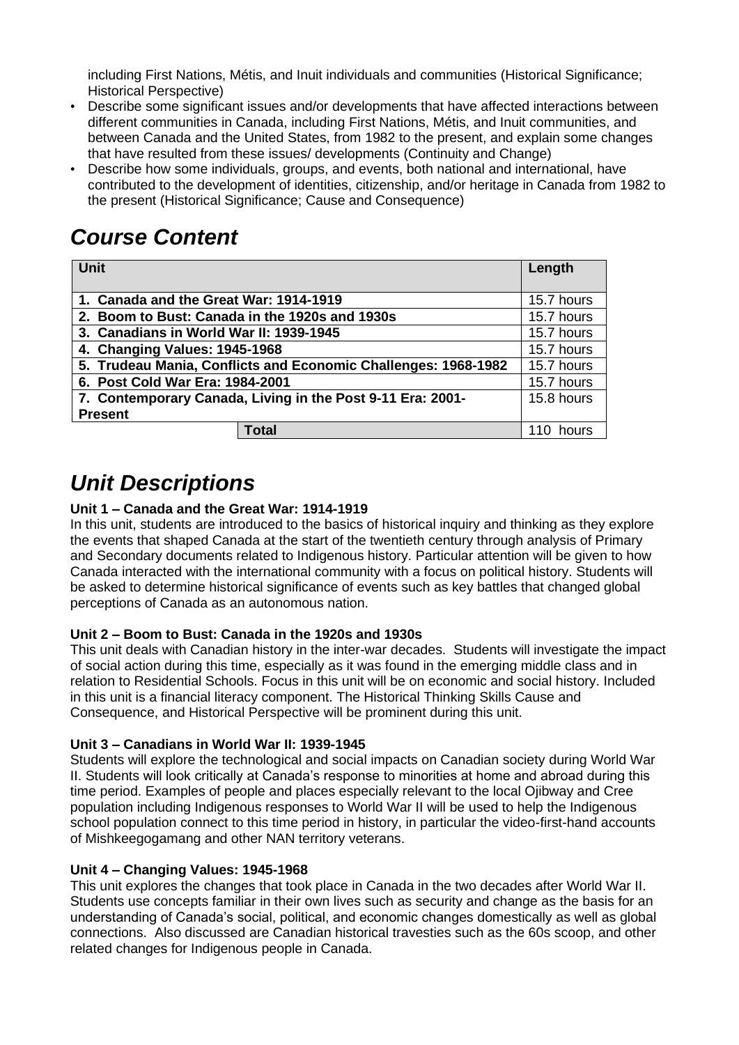including First Nations, Métis, and Inuit individuals and communities (Historical Significance; Historical Perspective)

- Describe some significant issues and/or developments that have affected interactions between different communities in Canada, including First Nations, Métis, and Inuit communities, and between Canada and the United States, from 1982 to the present, and explain some changes that have resulted from these issues/ developments (Continuity and Change)
- Describe how some individuals, groups, and events, both national and international, have contributed to the development of identities, citizenship, and/or heritage in Canada from 1982 to the present (Historical Significance; Cause and Consequence)

# *Course Content*

| Unit | Length |
|---|---|
| **1. Canada and the Great War: 1914-1919** | 15.7 hours |
| **2. Boom to Bust: Canada in the 1920s and 1930s** | 15.7 hours |
| **3. Canadians in World War II: 1939-1945** | 15.7 hours |
| **4. Changing Values: 1945-1968** | 15.7 hours |
| **5. Trudeau Mania, Conflicts and Economic Challenges: 1968-1982** | 15.7 hours |
| **6. Post Cold War Era: 1984-2001** | 15.7 hours |
| **7. Contemporary Canada, Living in the Post 9-11 Era: 2001-Present** | 15.8 hours |
| **Total** | 110 hours |

# *Unit Descriptions*

**Unit 1 – Canada and the Great War: 1914-1919**

In this unit, students are introduced to the basics of historical inquiry and thinking as they explore the events that shaped Canada at the start of the twentieth century through analysis of Primary and Secondary documents related to Indigenous history. Particular attention will be given to how Canada interacted with the international community with a focus on political history. Students will be asked to determine historical significance of events such as key battles that changed global perceptions of Canada as an autonomous nation.

**Unit 2 – Boom to Bust: Canada in the 1920s and 1930s**

This unit deals with Canadian history in the inter-war decades. Students will investigate the impact of social action during this time, especially as it was found in the emerging middle class and in relation to Residential Schools. Focus in this unit will be on economic and social history. Included in this unit is a financial literacy component. The Historical Thinking Skills Cause and Consequence, and Historical Perspective will be prominent during this unit.

**Unit 3 – Canadians in World War II: 1939-1945**

Students will explore the technological and social impacts on Canadian society during World War II. Students will look critically at Canada's response to minorities at home and abroad during this time period. Examples of people and places especially relevant to the local Ojibway and Cree population including Indigenous responses to World War II will be used to help the Indigenous school population connect to this time period in history, in particular the video-first-hand accounts of Mishkeegogamang and other NAN territory veterans.

**Unit 4 – Changing Values: 1945-1968**

This unit explores the changes that took place in Canada in the two decades after World War II. Students use concepts familiar in their own lives such as security and change as the basis for an understanding of Canada's social, political, and economic changes domestically as well as global connections. Also discussed are Canadian historical travesties such as the 60s scoop, and other related changes for Indigenous people in Canada.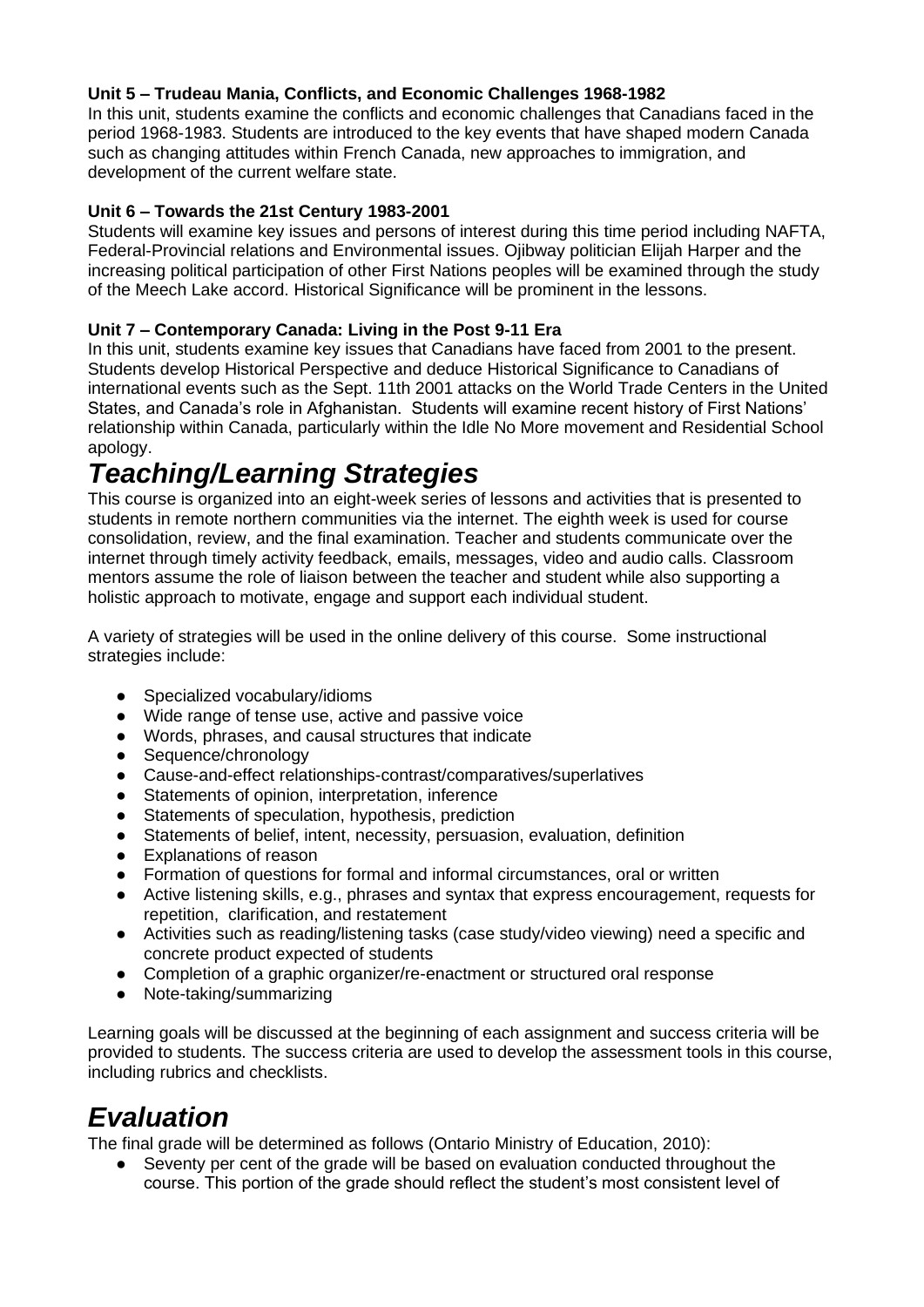**Unit 5 – Trudeau Mania, Conflicts, and Economic Challenges 1968-1982**

In this unit, students examine the conflicts and economic challenges that Canadians faced in the period 1968-1983. Students are introduced to the key events that have shaped modern Canada such as changing attitudes within French Canada, new approaches to immigration, and development of the current welfare state.

**Unit 6 – Towards the 21st Century 1983-2001**

Students will examine key issues and persons of interest during this time period including NAFTA, Federal-Provincial relations and Environmental issues. Ojibway politician Elijah Harper and the increasing political participation of other First Nations peoples will be examined through the study of the Meech Lake accord. Historical Significance will be prominent in the lessons.

**Unit 7 – Contemporary Canada: Living in the Post 9-11 Era**

In this unit, students examine key issues that Canadians have faced from 2001 to the present. Students develop Historical Perspective and deduce Historical Significance to Canadians of international events such as the Sept. 11th 2001 attacks on the World Trade Centers in the United States, and Canada's role in Afghanistan. Students will examine recent history of First Nations' relationship within Canada, particularly within the Idle No More movement and Residential School apology.

# *Teaching/Learning Strategies*

This course is organized into an eight-week series of lessons and activities that is presented to students in remote northern communities via the internet. The eighth week is used for course consolidation, review, and the final examination. Teacher and students communicate over the internet through timely activity feedback, emails, messages, video and audio calls. Classroom mentors assume the role of liaison between the teacher and student while also supporting a holistic approach to motivate, engage and support each individual student.

A variety of strategies will be used in the online delivery of this course. Some instructional strategies include:

- Specialized vocabulary/idioms
- Wide range of tense use, active and passive voice
- Words, phrases, and causal structures that indicate
- Sequence/chronology
- Cause-and-effect relationships-contrast/comparatives/superlatives
- Statements of opinion, interpretation, inference
- Statements of speculation, hypothesis, prediction
- Statements of belief, intent, necessity, persuasion, evaluation, definition
- Explanations of reason
- Formation of questions for formal and informal circumstances, oral or written
- Active listening skills, e.g., phrases and syntax that express encouragement, requests for repetition, clarification, and restatement
- Activities such as reading/listening tasks (case study/video viewing) need a specific and concrete product expected of students
- Completion of a graphic organizer/re-enactment or structured oral response
- Note-taking/summarizing

Learning goals will be discussed at the beginning of each assignment and success criteria will be provided to students. The success criteria are used to develop the assessment tools in this course, including rubrics and checklists.

# *Evaluation*

The final grade will be determined as follows (Ontario Ministry of Education, 2010):

- Seventy per cent of the grade will be based on evaluation conducted throughout the course. This portion of the grade should reflect the student's most consistent level of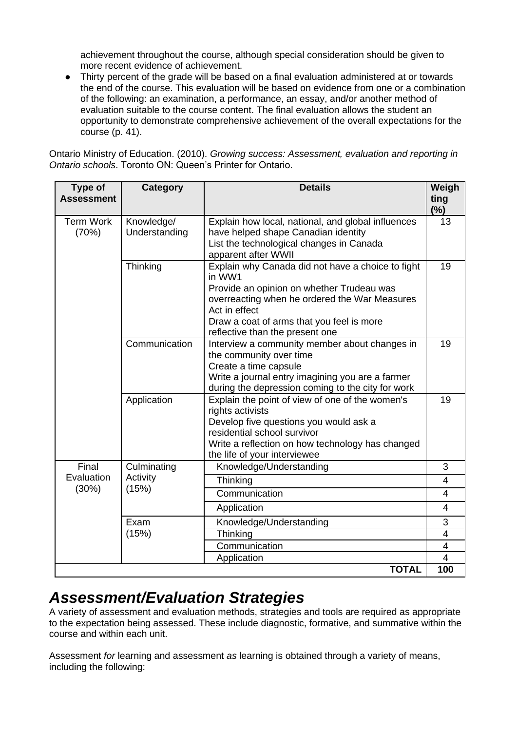achievement throughout the course, although special consideration should be given to more recent evidence of achievement.

- Thirty percent of the grade will be based on a final evaluation administered at or towards the end of the course. This evaluation will be based on evidence from one or a combination of the following: an examination, a performance, an essay, and/or another method of evaluation suitable to the course content. The final evaluation allows the student an opportunity to demonstrate comprehensive achievement of the overall expectations for the course (p. 41).

Ontario Ministry of Education. (2010). *Growing success: Assessment, evaluation and reporting in Ontario schools*. Toronto ON: Queen's Printer for Ontario.

| Type of Assessment | Category | Details | Weighting (%) |
|---|---|---|---|
| Term Work (70%) | Knowledge/ Understanding | Explain how local, national, and global influences have helped shape Canadian identity<br>List the technological changes in Canada apparent after WWII | 13 |
| | Thinking | Explain why Canada did not have a choice to fight in WW1<br>Provide an opinion on whether Trudeau was overreacting when he ordered the War Measures Act in effect<br>Draw a coat of arms that you feel is more reflective than the present one | 19 |
| | Communication | Interview a community member about changes in the community over time<br>Create a time capsule<br>Write a journal entry imagining you are a farmer during the depression coming to the city for work | 19 |
| | Application | Explain the point of view of one of the women's rights activists<br>Develop five questions you would ask a residential school survivor<br>Write a reflection on how technology has changed the life of your interviewee | 19 |
| Final Evaluation (30%) | Culminating Activity (15%) | Knowledge/Understanding | 3 |
| | | Thinking | 4 |
| | | Communication | 4 |
| | | Application | 4 |
| | Exam (15%) | Knowledge/Understanding | 3 |
| | | Thinking | 4 |
| | | Communication | 4 |
| | | Application | 4 |
| | | **TOTAL** | **100** |

## *Assessment/Evaluation Strategies*

A variety of assessment and evaluation methods, strategies and tools are required as appropriate to the expectation being assessed. These include diagnostic, formative, and summative within the course and within each unit.

Assessment *for* learning and assessment *as* learning is obtained through a variety of means, including the following: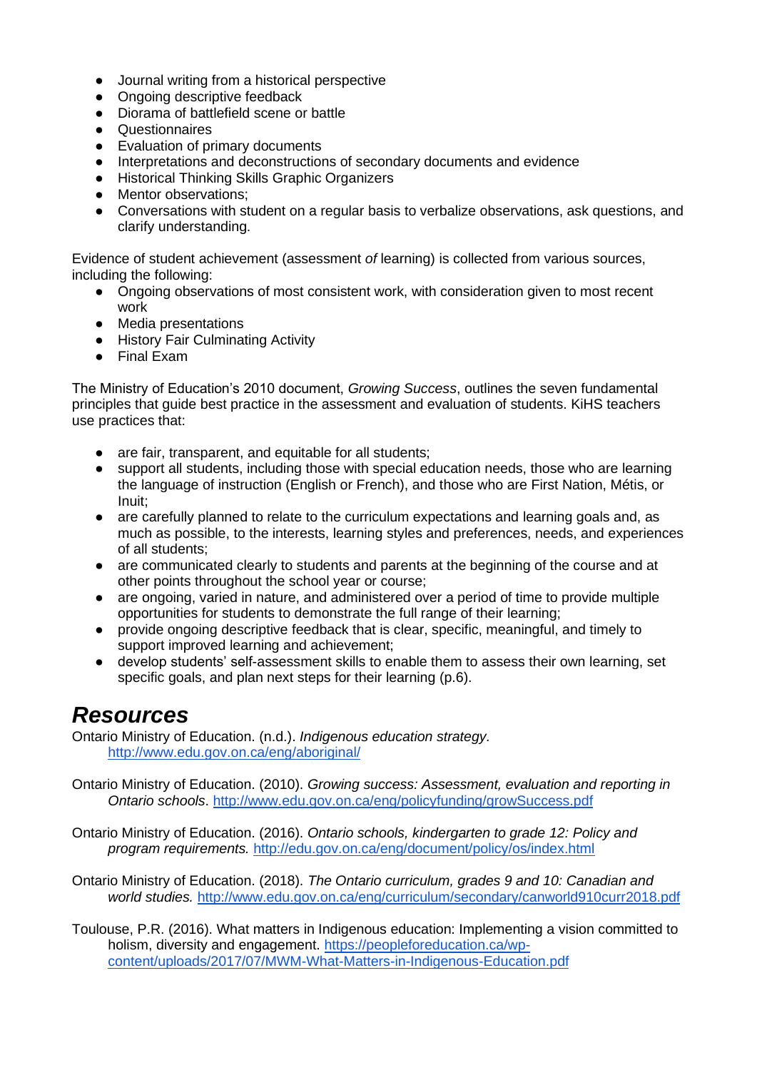- Journal writing from a historical perspective
- Ongoing descriptive feedback
- Diorama of battlefield scene or battle
- Questionnaires
- Evaluation of primary documents
- Interpretations and deconstructions of secondary documents and evidence
- Historical Thinking Skills Graphic Organizers
- Mentor observations;
- Conversations with student on a regular basis to verbalize observations, ask questions, and clarify understanding.

Evidence of student achievement (assessment *of* learning) is collected from various sources, including the following:

- Ongoing observations of most consistent work, with consideration given to most recent work
- Media presentations
- History Fair Culminating Activity
- Final Exam

The Ministry of Education's 2010 document, *Growing Success*, outlines the seven fundamental principles that guide best practice in the assessment and evaluation of students. KiHS teachers use practices that:

- are fair, transparent, and equitable for all students;
- support all students, including those with special education needs, those who are learning the language of instruction (English or French), and those who are First Nation, Métis, or Inuit;
- are carefully planned to relate to the curriculum expectations and learning goals and, as much as possible, to the interests, learning styles and preferences, needs, and experiences of all students;
- are communicated clearly to students and parents at the beginning of the course and at other points throughout the school year or course;
- are ongoing, varied in nature, and administered over a period of time to provide multiple opportunities for students to demonstrate the full range of their learning;
- provide ongoing descriptive feedback that is clear, specific, meaningful, and timely to support improved learning and achievement;
- develop students' self-assessment skills to enable them to assess their own learning, set specific goals, and plan next steps for their learning (p.6).

## Resources

Ontario Ministry of Education. (n.d.). *Indigenous education strategy.* http://www.edu.gov.on.ca/eng/aboriginal/

Ontario Ministry of Education. (2010). *Growing success: Assessment, evaluation and reporting in Ontario schools*. http://www.edu.gov.on.ca/eng/policyfunding/growSuccess.pdf

Ontario Ministry of Education. (2016). *Ontario schools, kindergarten to grade 12: Policy and program requirements.* http://edu.gov.on.ca/eng/document/policy/os/index.html

Ontario Ministry of Education. (2018). *The Ontario curriculum, grades 9 and 10: Canadian and world studies.* http://www.edu.gov.on.ca/eng/curriculum/secondary/canworld910curr2018.pdf

Toulouse, P.R. (2016). What matters in Indigenous education: Implementing a vision committed to holism, diversity and engagement. https://peopleforeducation.ca/wp-content/uploads/2017/07/MWM-What-Matters-in-Indigenous-Education.pdf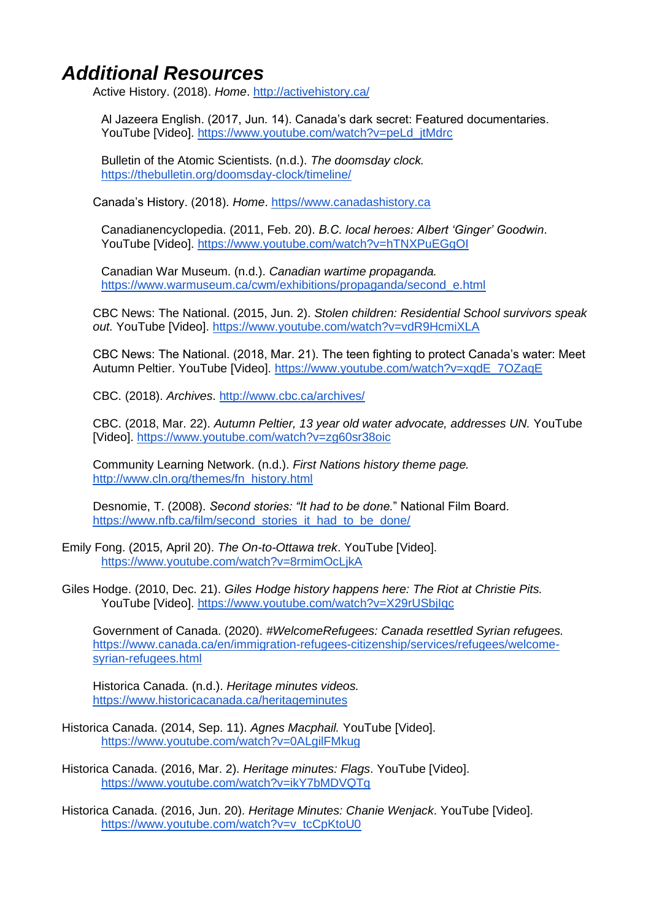## *Additional Resources*

Active History. (2018). *Home*. http://activehistory.ca/

Al Jazeera English. (2017, Jun. 14). Canada's dark secret: Featured documentaries. YouTube [Video]. https://www.youtube.com/watch?v=peLd_jtMdrc

Bulletin of the Atomic Scientists. (n.d.). *The doomsday clock.* https://thebulletin.org/doomsday-clock/timeline/

Canada's History. (2018). *Home*. https//www.canadashistory.ca

Canadianencyclopedia. (2011, Feb. 20). *B.C. local heroes: Albert 'Ginger' Goodwin*. YouTube [Video]. https://www.youtube.com/watch?v=hTNXPuEGgOI

Canadian War Museum. (n.d.). *Canadian wartime propaganda.* https://www.warmuseum.ca/cwm/exhibitions/propaganda/second_e.html

CBC News: The National. (2015, Jun. 2). *Stolen children: Residential School survivors speak out.* YouTube [Video]. https://www.youtube.com/watch?v=vdR9HcmiXLA

CBC News: The National. (2018, Mar. 21). The teen fighting to protect Canada's water: Meet Autumn Peltier. YouTube [Video]. https://www.youtube.com/watch?v=xqdE_7OZaqE

CBC. (2018). *Archives*. http://www.cbc.ca/archives/

CBC. (2018, Mar. 22). *Autumn Peltier, 13 year old water advocate, addresses UN.* YouTube [Video]. https://www.youtube.com/watch?v=zg60sr38oic

Community Learning Network. (n.d.). *First Nations history theme page.* http://www.cln.org/themes/fn_history.html

Desnomie, T. (2008). *Second stories: "It had to be done.*" National Film Board. https://www.nfb.ca/film/second_stories_it_had_to_be_done/

Emily Fong. (2015, April 20). *The On-to-Ottawa trek*. YouTube [Video]. https://www.youtube.com/watch?v=8rmimOcLjkA

Giles Hodge. (2010, Dec. 21). *Giles Hodge history happens here: The Riot at Christie Pits.* YouTube [Video]. https://www.youtube.com/watch?v=X29rUSbjIqc

Government of Canada. (2020). *#WelcomeRefugees: Canada resettled Syrian refugees.* https://www.canada.ca/en/immigration-refugees-citizenship/services/refugees/welcome-syrian-refugees.html

Historica Canada. (n.d.). *Heritage minutes videos.* https://www.historicacanada.ca/heritageminutes

Historica Canada. (2014, Sep. 11). *Agnes Macphail.* YouTube [Video]. https://www.youtube.com/watch?v=0ALgilFMkug

Historica Canada. (2016, Mar. 2). *Heritage minutes: Flags*. YouTube [Video]. https://www.youtube.com/watch?v=ikY7bMDVQTg

Historica Canada. (2016, Jun. 20). *Heritage Minutes: Chanie Wenjack*. YouTube [Video]. https://www.youtube.com/watch?v=v_tcCpKtoU0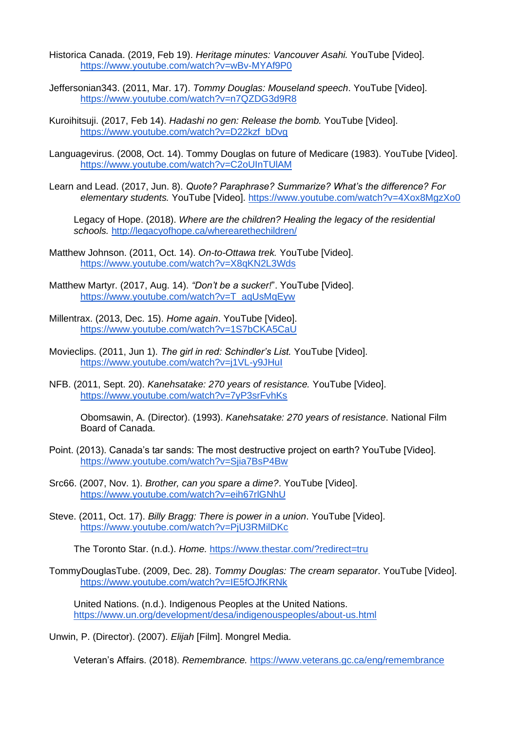Historica Canada. (2019, Feb 19). *Heritage minutes: Vancouver Asahi.* YouTube [Video]. https://www.youtube.com/watch?v=wBv-MYAf9P0

Jeffersonian343. (2011, Mar. 17). *Tommy Douglas: Mouseland speech*. YouTube [Video]. https://www.youtube.com/watch?v=n7QZDG3d9R8

Kuroihitsuji. (2017, Feb 14). *Hadashi no gen: Release the bomb.* YouTube [Video]. https://www.youtube.com/watch?v=D22kzf_bDvg

Languagevirus. (2008, Oct. 14). Tommy Douglas on future of Medicare (1983). YouTube [Video]. https://www.youtube.com/watch?v=C2oUInTUlAM

Learn and Lead. (2017, Jun. 8). *Quote? Paraphrase? Summarize? What's the difference? For elementary students.* YouTube [Video]. https://www.youtube.com/watch?v=4Xox8MgzXo0

Legacy of Hope. (2018). *Where are the children? Healing the legacy of the residential schools.* http://legacyofhope.ca/wherearethechildren/

Matthew Johnson. (2011, Oct. 14). *On-to-Ottawa trek.* YouTube [Video]. https://www.youtube.com/watch?v=X8qKN2L3Wds

Matthew Martyr. (2017, Aug. 14). *"Don't be a sucker!*". YouTube [Video]. https://www.youtube.com/watch?v=T_aqUsMqEyw

Millentrax. (2013, Dec. 15). *Home again*. YouTube [Video]. https://www.youtube.com/watch?v=1S7bCKA5CaU

Movieclips. (2011, Jun 1). *The girl in red: Schindler's List.* YouTube [Video]. https://www.youtube.com/watch?v=j1VL-y9JHuI

NFB. (2011, Sept. 20). *Kanehsatake: 270 years of resistance.* YouTube [Video]. https://www.youtube.com/watch?v=7yP3srFvhKs

Obomsawin, A. (Director). (1993). *Kanehsatake: 270 years of resistance*. National Film Board of Canada.

Point. (2013). Canada's tar sands: The most destructive project on earth? YouTube [Video]. https://www.youtube.com/watch?v=Sjia7BsP4Bw

Src66. (2007, Nov. 1). *Brother, can you spare a dime?*. YouTube [Video]. https://www.youtube.com/watch?v=eih67rlGNhU

Steve. (2011, Oct. 17). *Billy Bragg: There is power in a union*. YouTube [Video]. https://www.youtube.com/watch?v=PjU3RMilDKc

The Toronto Star. (n.d.). *Home.* https://www.thestar.com/?redirect=tru

TommyDouglasTube. (2009, Dec. 28). *Tommy Douglas: The cream separator*. YouTube [Video]. https://www.youtube.com/watch?v=IE5fOJfKRNk

United Nations. (n.d.). Indigenous Peoples at the United Nations. https://www.un.org/development/desa/indigenouspeoples/about-us.html

Unwin, P. (Director). (2007). *Elijah* [Film]. Mongrel Media.

Veteran's Affairs. (2018). *Remembrance.* https://www.veterans.gc.ca/eng/remembrance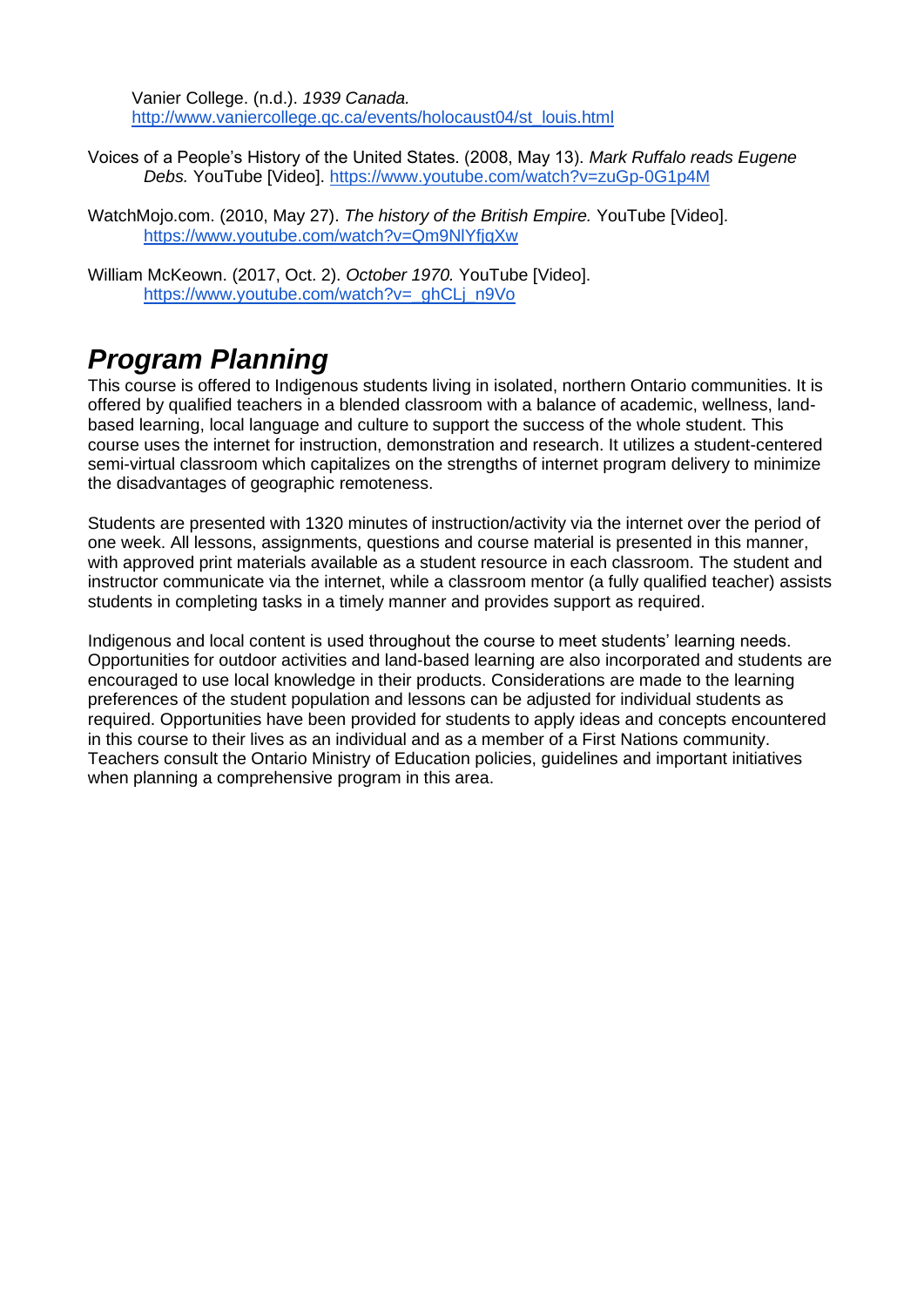Vanier College. (n.d.). *1939 Canada.* http://www.vaniercollege.qc.ca/events/holocaust04/st_louis.html

Voices of a People's History of the United States. (2008, May 13). *Mark Ruffalo reads Eugene Debs.* YouTube [Video]. https://www.youtube.com/watch?v=zuGp-0G1p4M

WatchMojo.com. (2010, May 27). *The history of the British Empire.* YouTube [Video]. https://www.youtube.com/watch?v=Qm9NlYfjqXw

William McKeown. (2017, Oct. 2). *October 1970.* YouTube [Video]. https://www.youtube.com/watch?v=_ghCLj_n9Vo

## ***Program Planning***

This course is offered to Indigenous students living in isolated, northern Ontario communities. It is offered by qualified teachers in a blended classroom with a balance of academic, wellness, land-based learning, local language and culture to support the success of the whole student. This course uses the internet for instruction, demonstration and research. It utilizes a student-centered semi-virtual classroom which capitalizes on the strengths of internet program delivery to minimize the disadvantages of geographic remoteness.

Students are presented with 1320 minutes of instruction/activity via the internet over the period of one week. All lessons, assignments, questions and course material is presented in this manner, with approved print materials available as a student resource in each classroom. The student and instructor communicate via the internet, while a classroom mentor (a fully qualified teacher) assists students in completing tasks in a timely manner and provides support as required.

Indigenous and local content is used throughout the course to meet students' learning needs. Opportunities for outdoor activities and land-based learning are also incorporated and students are encouraged to use local knowledge in their products. Considerations are made to the learning preferences of the student population and lessons can be adjusted for individual students as required. Opportunities have been provided for students to apply ideas and concepts encountered in this course to their lives as an individual and as a member of a First Nations community. Teachers consult the Ontario Ministry of Education policies, guidelines and important initiatives when planning a comprehensive program in this area.